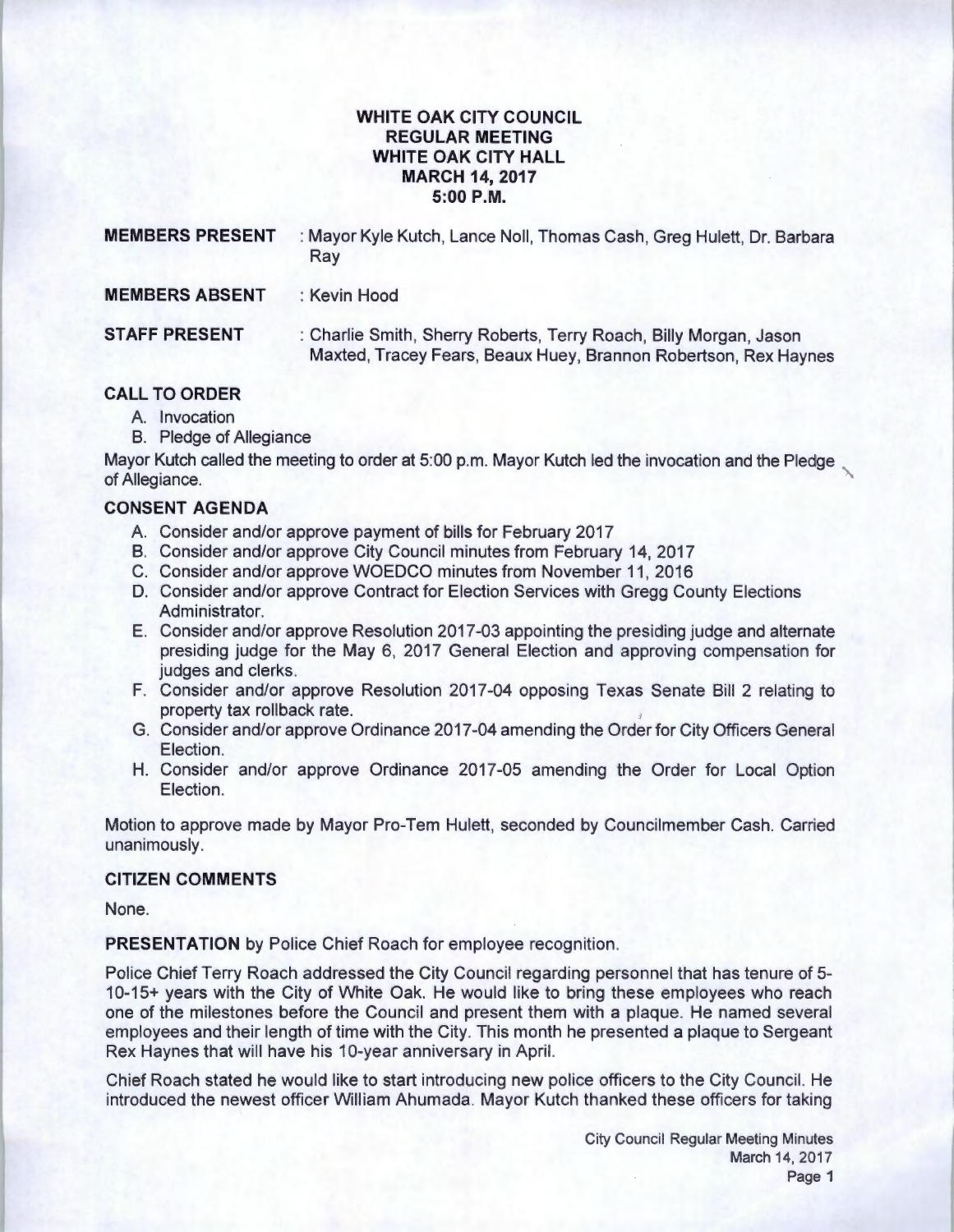# WHITE OAK CITY COUNCIL
## REGULAR MEETING
## WHITE OAK CITY HALL
## MARCH 14, 2017
## 5:00 P.M.

**MEMBERS PRESENT** : Mayor Kyle Kutch, Lance Noll, Thomas Cash, Greg Hulett, Dr. Barbara Ray

**MEMBERS ABSENT** : Kevin Hood

**STAFF PRESENT** : Charlie Smith, Sherry Roberts, Terry Roach, Billy Morgan, Jason Maxted, Tracey Fears, Beaux Huey, Brannon Robertson, Rex Haynes

### CALL TO ORDER

A. Invocation
B. Pledge of Allegiance

Mayor Kutch called the meeting to order at 5:00 p.m. Mayor Kutch led the invocation and the Pledge of Allegiance.

### CONSENT AGENDA

A. Consider and/or approve payment of bills for February 2017
B. Consider and/or approve City Council minutes from February 14, 2017
C. Consider and/or approve WOEDCO minutes from November 11, 2016
D. Consider and/or approve Contract for Election Services with Gregg County Elections Administrator.
E. Consider and/or approve Resolution 2017-03 appointing the presiding judge and alternate presiding judge for the May 6, 2017 General Election and approving compensation for judges and clerks.
F. Consider and/or approve Resolution 2017-04 opposing Texas Senate Bill 2 relating to property tax rollback rate.
G. Consider and/or approve Ordinance 2017-04 amending the Order for City Officers General Election.
H. Consider and/or approve Ordinance 2017-05 amending the Order for Local Option Election.

Motion to approve made by Mayor Pro-Tem Hulett, seconded by Councilmember Cash. Carried unanimously.

### CITIZEN COMMENTS

None.

**PRESENTATION** by Police Chief Roach for employee recognition.

Police Chief Terry Roach addressed the City Council regarding personnel that has tenure of 5-10-15+ years with the City of White Oak. He would like to bring these employees who reach one of the milestones before the Council and present them with a plaque. He named several employees and their length of time with the City. This month he presented a plaque to Sergeant Rex Haynes that will have his 10-year anniversary in April.

Chief Roach stated he would like to start introducing new police officers to the City Council. He introduced the newest officer William Ahumada. Mayor Kutch thanked these officers for taking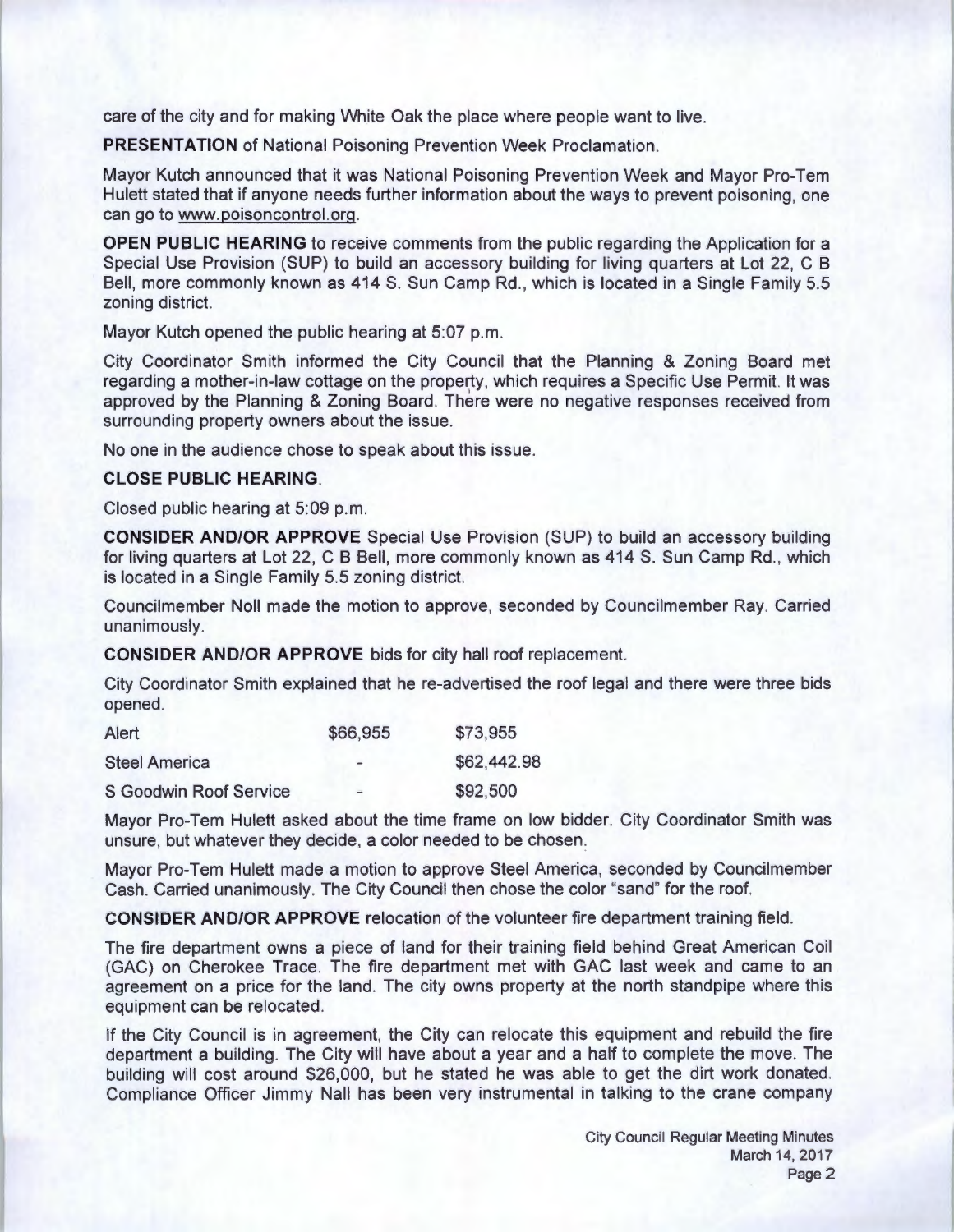care of the city and for making White Oak the place where people want to live.

**PRESENTATION** of National Poisoning Prevention Week Proclamation.

Mayor Kutch announced that it was National Poisoning Prevention Week and Mayor Pro-Tem Hulett stated that if anyone needs further information about the ways to prevent poisoning, one can go to www.poisoncontrol.org.

**OPEN PUBLIC HEARING** to receive comments from the public regarding the Application for a Special Use Provision (SUP) to build an accessory building for living quarters at Lot 22, C B Bell, more commonly known as 414 S. Sun Camp Rd., which is located in a Single Family 5.5 zoning district.

Mayor Kutch opened the public hearing at 5:07 p.m.

City Coordinator Smith informed the City Council that the Planning & Zoning Board met regarding a mother-in-law cottage on the property, which requires a Specific Use Permit. It was approved by the Planning & Zoning Board. There were no negative responses received from surrounding property owners about the issue.

No one in the audience chose to speak about this issue.

**CLOSE PUBLIC HEARING.**

Closed public hearing at 5:09 p.m.

**CONSIDER AND/OR APPROVE** Special Use Provision (SUP) to build an accessory building for living quarters at Lot 22, C B Bell, more commonly known as 414 S. Sun Camp Rd., which is located in a Single Family 5.5 zoning district.

Councilmember Noll made the motion to approve, seconded by Councilmember Ray. Carried unanimously.

**CONSIDER AND/OR APPROVE** bids for city hall roof replacement.

City Coordinator Smith explained that he re-advertised the roof legal and there were three bids opened.

| | | |
|---|---|---|
| Alert | $66,955 | $73,955 |
| Steel America | - | $62,442.98 |
| S Goodwin Roof Service | - | $92,500 |

Mayor Pro-Tem Hulett asked about the time frame on low bidder. City Coordinator Smith was unsure, but whatever they decide, a color needed to be chosen.

Mayor Pro-Tem Hulett made a motion to approve Steel America, seconded by Councilmember Cash. Carried unanimously. The City Council then chose the color "sand" for the roof.

**CONSIDER AND/OR APPROVE** relocation of the volunteer fire department training field.

The fire department owns a piece of land for their training field behind Great American Coil (GAC) on Cherokee Trace. The fire department met with GAC last week and came to an agreement on a price for the land. The city owns property at the north standpipe where this equipment can be relocated.

If the City Council is in agreement, the City can relocate this equipment and rebuild the fire department a building. The City will have about a year and a half to complete the move. The building will cost around $26,000, but he stated he was able to get the dirt work donated. Compliance Officer Jimmy Nall has been very instrumental in talking to the crane company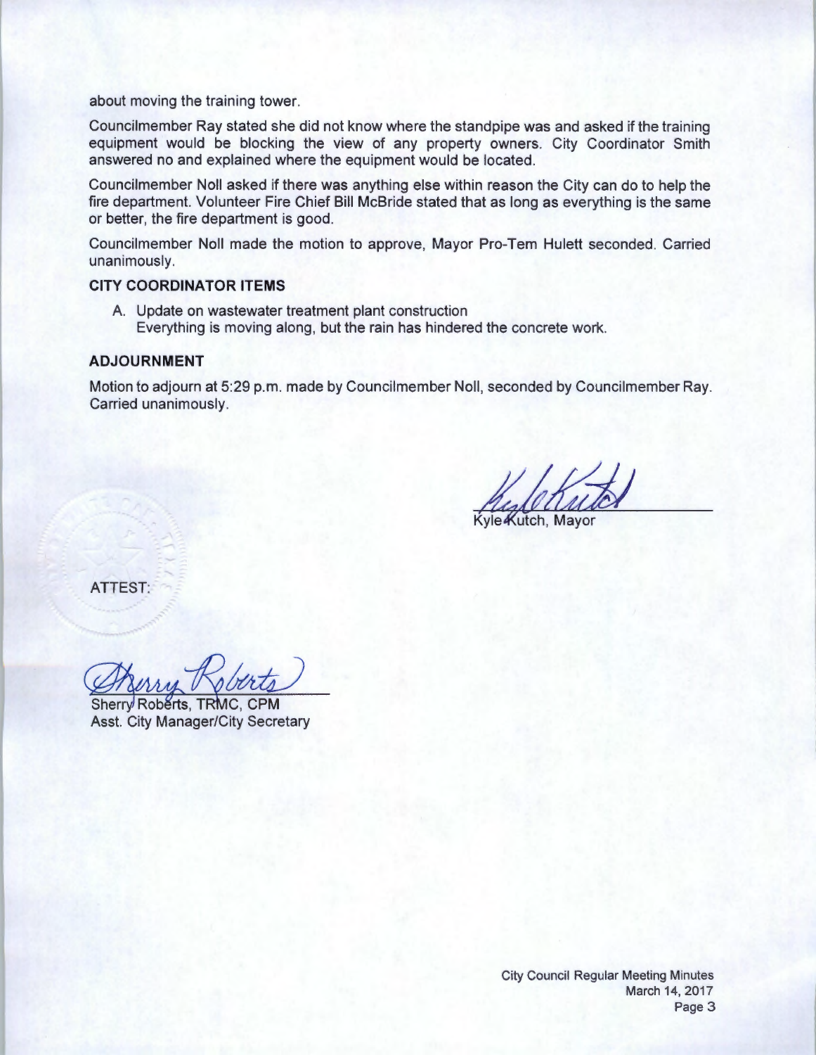about moving the training tower.

Councilmember Ray stated she did not know where the standpipe was and asked if the training equipment would be blocking the view of any property owners. City Coordinator Smith answered no and explained where the equipment would be located.

Councilmember Noll asked if there was anything else within reason the City can do to help the fire department. Volunteer Fire Chief Bill McBride stated that as long as everything is the same or better, the fire department is good.

Councilmember Noll made the motion to approve, Mayor Pro-Tem Hulett seconded. Carried unanimously.

## CITY COORDINATOR ITEMS

A. Update on wastewater treatment plant construction
Everything is moving along, but the rain has hindered the concrete work.

## ADJOURNMENT

Motion to adjourn at 5:29 p.m. made by Councilmember Noll, seconded by Councilmember Ray. Carried unanimously.

Kyle Kutch, Mayor

ATTEST:

Sherry Roberts, TRMC, CPM
Asst. City Manager/City Secretary

City Council Regular Meeting Minutes
March 14, 2017